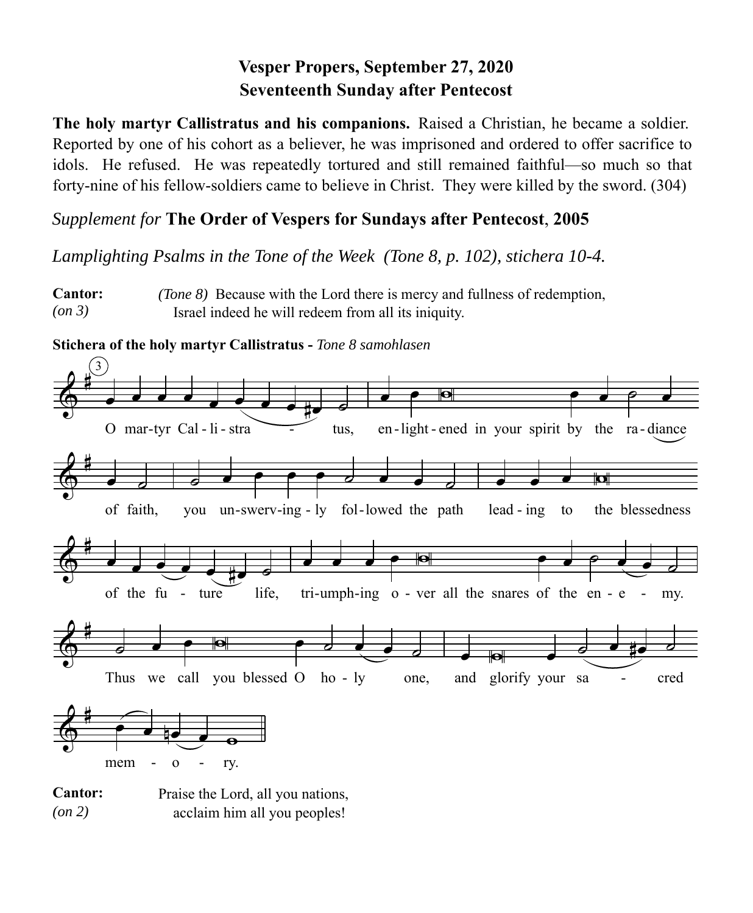# Vesper Propers, September 27, 2020
# Seventeenth Sunday after Pentecost

**The holy martyr Callistratus and his companions.** Raised a Christian, he became a soldier. Reported by one of his cohort as a believer, he was imprisoned and ordered to offer sacrifice to idols. He refused. He was repeatedly tortured and still remained faithful—so much so that forty-nine of his fellow-soldiers came to believe in Christ. They were killed by the sword. (304)

*Supplement for* **The Order of Vespers for Sundays after Pentecost**, **2005**

*Lamplighting Psalms in the Tone of the Week (Tone 8, p. 102), stichera 10-4.*

**Cantor:** *(on 3)* *(Tone 8)* Because with the Lord there is mercy and fullness of redemption,
Israel indeed he will redeem from all its iniquity.

**Stichera of the holy martyr Callistratus -** *Tone 8 samohlasen*

3

O martyr Calistratus, enlightened in your spirit by the radiance of faith, you unswervingly followed the path leading to the blessedness of the future life, triumphing over all the snares of the enemy. Thus we call you blessed O holy one, and glorify your sacred memory.

**Cantor:** *(on 2)* Praise the Lord, all you nations,
acclaim him all you peoples!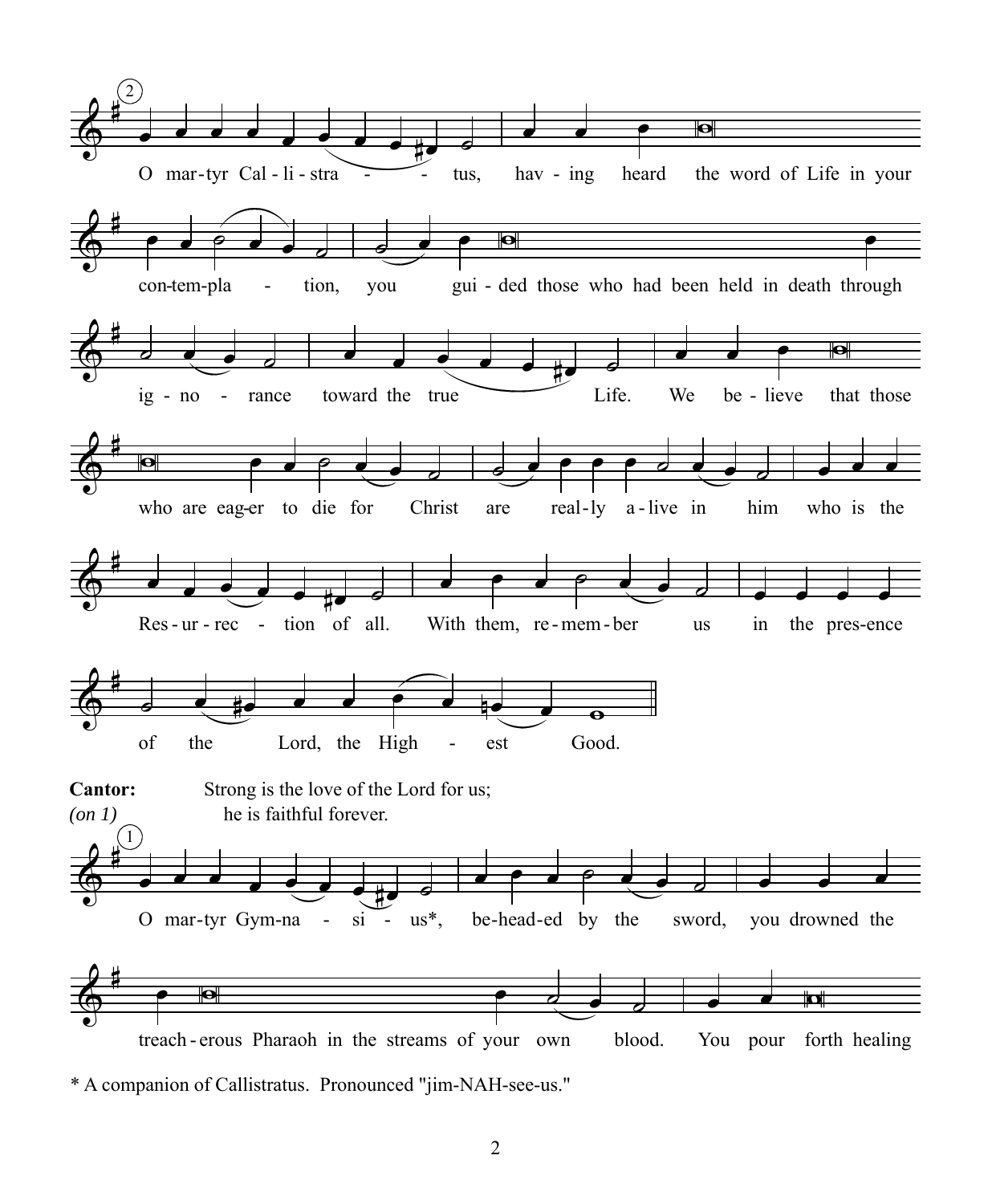(2)

O martyr Callistratus, having heard the word of Life in your contemplation, you guided those who had been held in death through ignorance toward the true Life. We believe that those who are eager to die for Christ are really alive in him who is the Resurrection of all. With them, remember us in the presence of the Lord, the Highest Good.

**Cantor:** Strong is the love of the Lord for us;
*(on 1)* he is faithful forever.

(1)

O martyr Gymnasius*, beheaded by the sword, you drowned the treacherous Pharaoh in the streams of your own blood. You pour forth healing

* A companion of Callistratus. Pronounced "jim-NAH-see-us."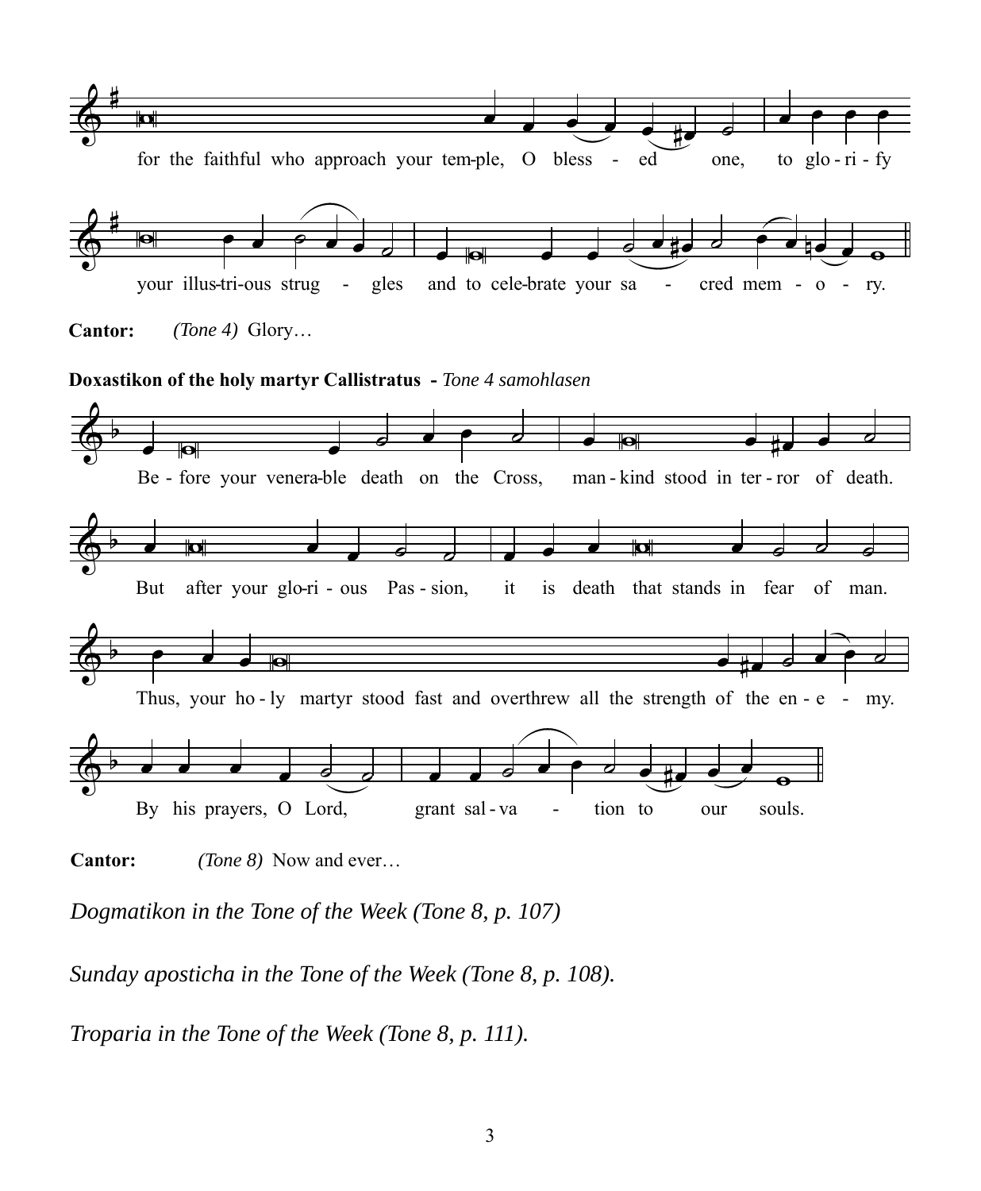for the faithful who approach your tem-ple, O bless - ed one, to glo - ri - fy

your illus-tri-ous strug - gles and to cele-brate your sa - cred mem - o - ry.

**Cantor:** *(Tone 4)* Glory…

**Doxastikon of the holy martyr Callistratus -** *Tone 4 samohlasen*

Be - fore your venera-ble death on the Cross, man - kind stood in ter - ror of death.

But after your glo-ri - ous Pas - sion, it is death that stands in fear of man.

Thus, your ho - ly martyr stood fast and overthrew all the strength of the en - e - my.

By his prayers, O Lord, grant sal - va - tion to our souls.

**Cantor:** *(Tone 8)* Now and ever…

*Dogmatikon in the Tone of the Week (Tone 8, p. 107)*

*Sunday aposticha in the Tone of the Week (Tone 8, p. 108).*

*Troparia in the Tone of the Week (Tone 8, p. 111).*